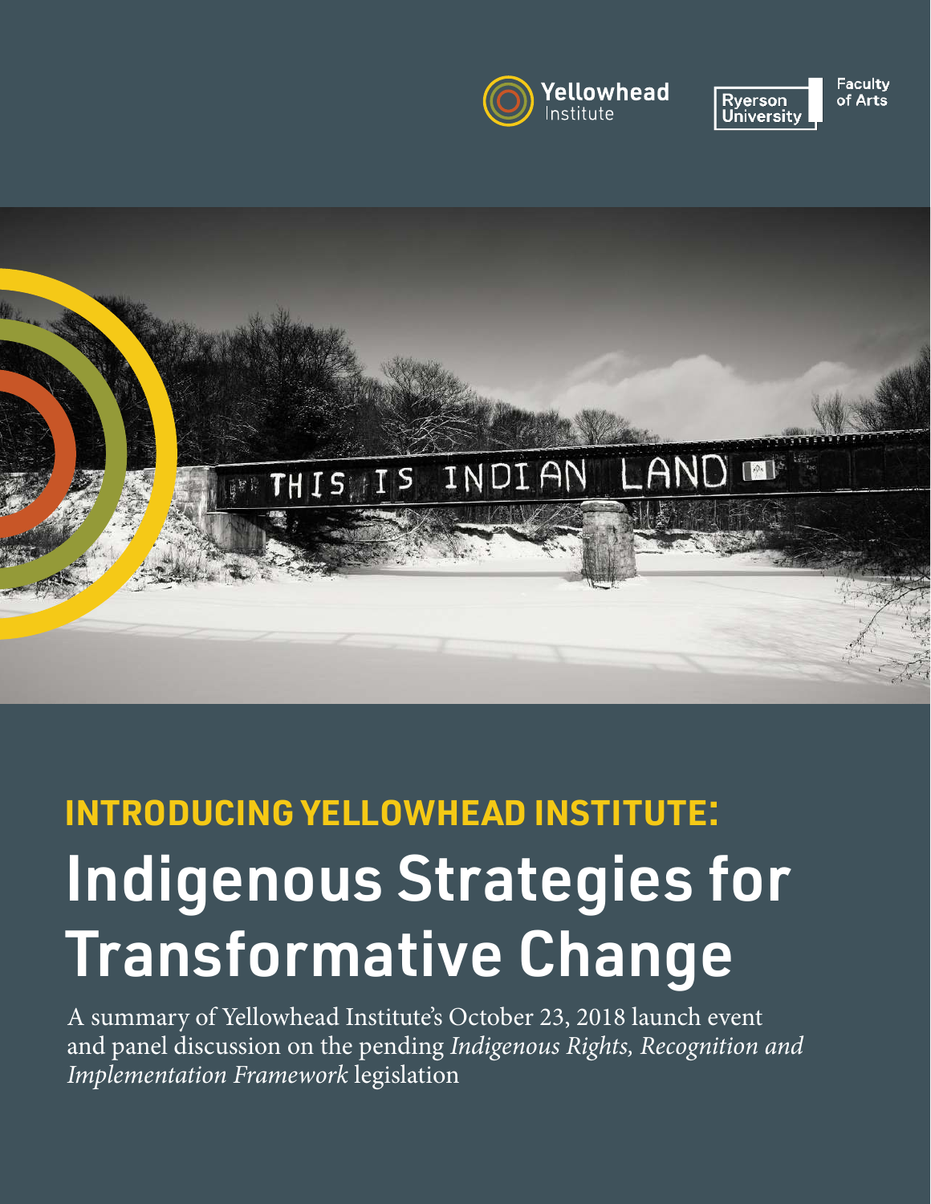Yellowhead Institute

Ryerson University Faculty of Arts

THIS IS INDIAN LAND

## INTRODUCING YELLOWHEAD INSTITUTE:

# Indigenous Strategies for Transformative Change

A summary of Yellowhead Institute's October 23, 2018 launch event and panel discussion on the pending *Indigenous Rights, Recognition and Implementation Framework* legislation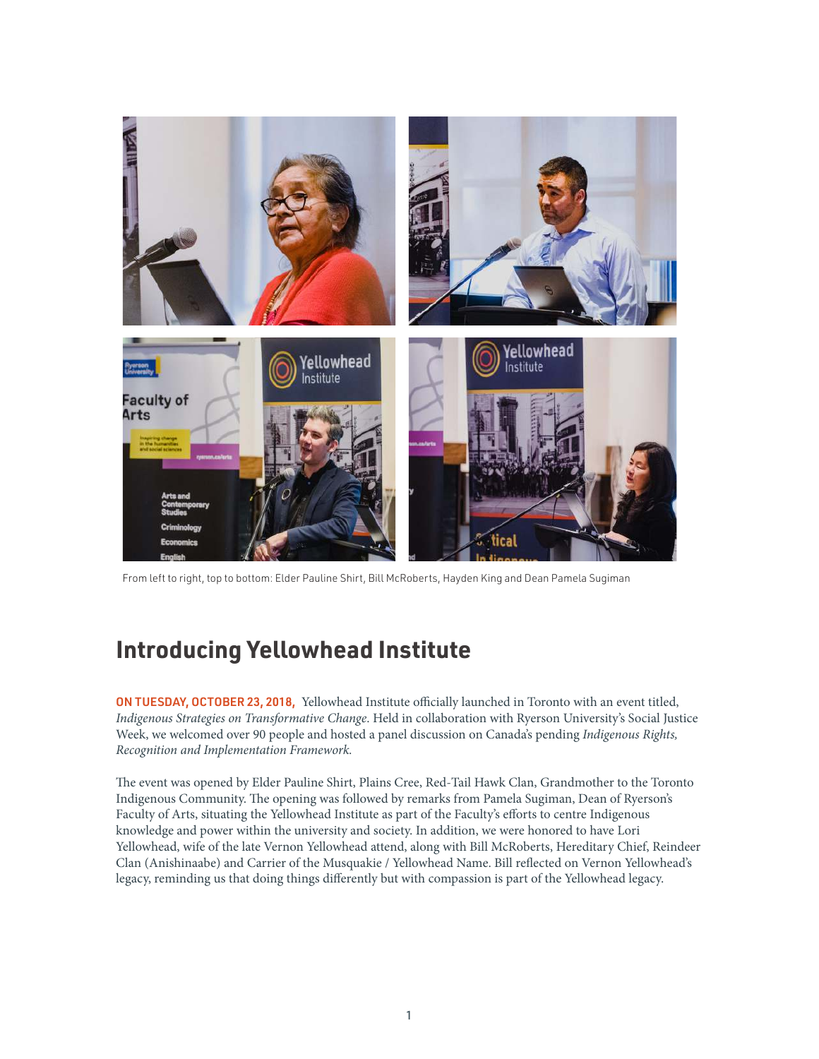From left to right, top to bottom: Elder Pauline Shirt, Bill McRoberts, Hayden King and Dean Pamela Sugiman

# Introducing Yellowhead Institute

**ON TUESDAY, OCTOBER 23, 2018,** Yellowhead Institute officially launched in Toronto with an event titled, *Indigenous Strategies on Transformative Change*. Held in collaboration with Ryerson University's Social Justice Week, we welcomed over 90 people and hosted a panel discussion on Canada's pending *Indigenous Rights, Recognition and Implementation Framework.*

The event was opened by Elder Pauline Shirt, Plains Cree, Red-Tail Hawk Clan, Grandmother to the Toronto Indigenous Community. The opening was followed by remarks from Pamela Sugiman, Dean of Ryerson's Faculty of Arts, situating the Yellowhead Institute as part of the Faculty's efforts to centre Indigenous knowledge and power within the university and society. In addition, we were honored to have Lori Yellowhead, wife of the late Vernon Yellowhead attend, along with Bill McRoberts, Hereditary Chief, Reindeer Clan (Anishinaabe) and Carrier of the Musquakie / Yellowhead Name. Bill reflected on Vernon Yellowhead's legacy, reminding us that doing things differently but with compassion is part of the Yellowhead legacy.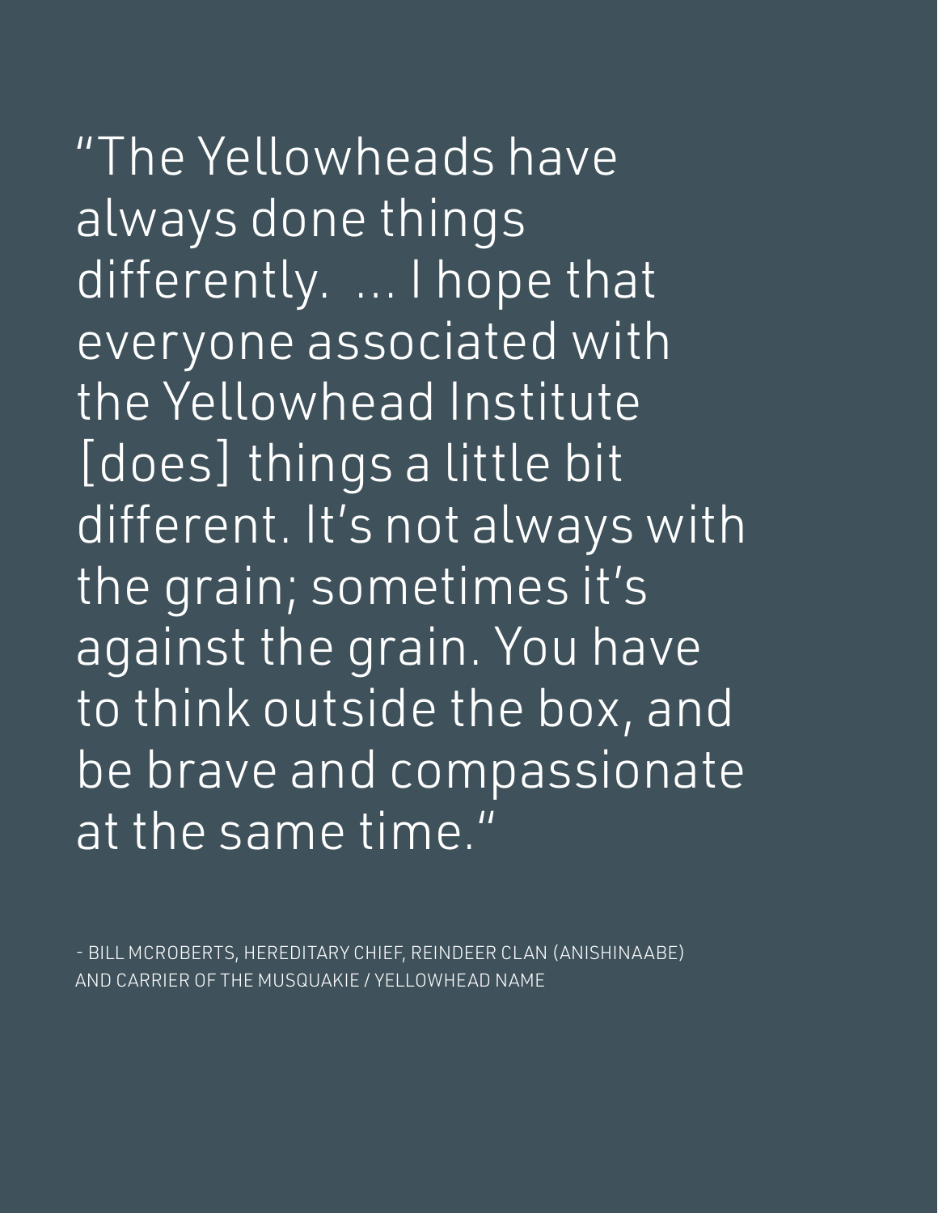"The Yellowheads have always done things differently. ... I hope that everyone associated with the Yellowhead Institute [does] things a little bit different. It's not always with the grain; sometimes it's against the grain. You have to think outside the box, and be brave and compassionate at the same time."

- BILL MCROBERTS, HEREDITARY CHIEF, REINDEER CLAN (ANISHINAABE) AND CARRIER OF THE MUSQUAKIE / YELLOWHEAD NAME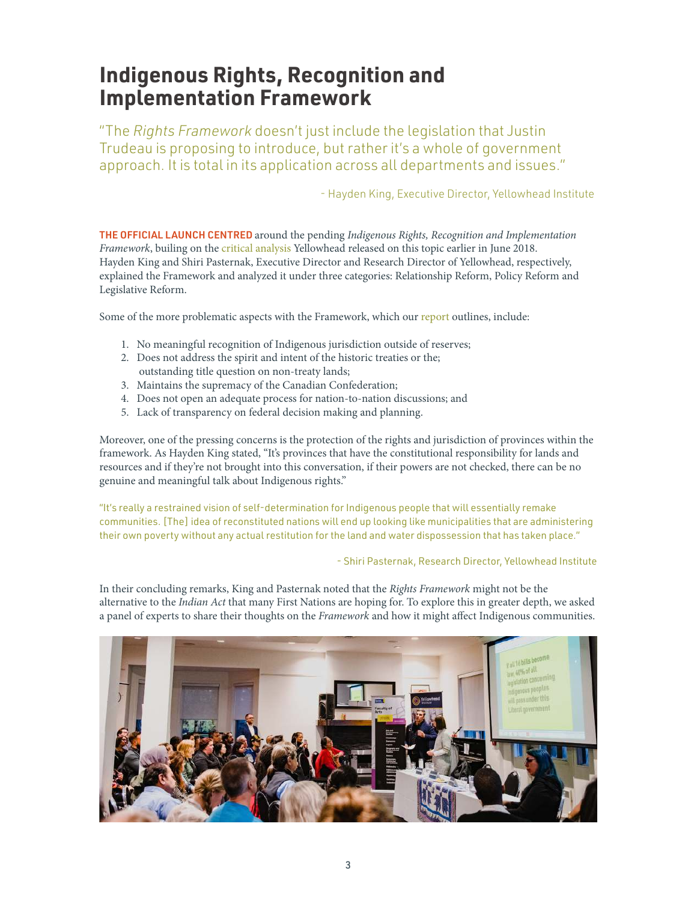# Indigenous Rights, Recognition and Implementation Framework

"The *Rights Framework* doesn't just include the legislation that Justin Trudeau is proposing to introduce, but rather it's a whole of government approach. It is total in its application across all departments and issues."

- Hayden King, Executive Director, Yellowhead Institute

**THE OFFICIAL LAUNCH CENTRED** around the pending *Indigenous Rights, Recognition and Implementation Framework*, builing on the critical analysis Yellowhead released on this topic earlier in June 2018. Hayden King and Shiri Pasternak, Executive Director and Research Director of Yellowhead, respectively, explained the Framework and analyzed it under three categories: Relationship Reform, Policy Reform and Legislative Reform.

Some of the more problematic aspects with the Framework, which our report outlines, include:

1. No meaningful recognition of Indigenous jurisdiction outside of reserves;
2. Does not address the spirit and intent of the historic treaties or the; outstanding title question on non-treaty lands;
3. Maintains the supremacy of the Canadian Confederation;
4. Does not open an adequate process for nation-to-nation discussions; and
5. Lack of transparency on federal decision making and planning.

Moreover, one of the pressing concerns is the protection of the rights and jurisdiction of provinces within the framework. As Hayden King stated, "It's provinces that have the constitutional responsibility for lands and resources and if they're not brought into this conversation, if their powers are not checked, there can be no genuine and meaningful talk about Indigenous rights."

"It's really a restrained vision of self-determination for Indigenous people that will essentially remake communities. [The] idea of reconstituted nations will end up looking like municipalities that are administering their own poverty without any actual restitution for the land and water dispossession that has taken place."

- Shiri Pasternak, Research Director, Yellowhead Institute

In their concluding remarks, King and Pasternak noted that the *Rights Framework* might not be the alternative to the *Indian Act* that many First Nations are hoping for. To explore this in greater depth, we asked a panel of experts to share their thoughts on the *Framework* and how it might affect Indigenous communities.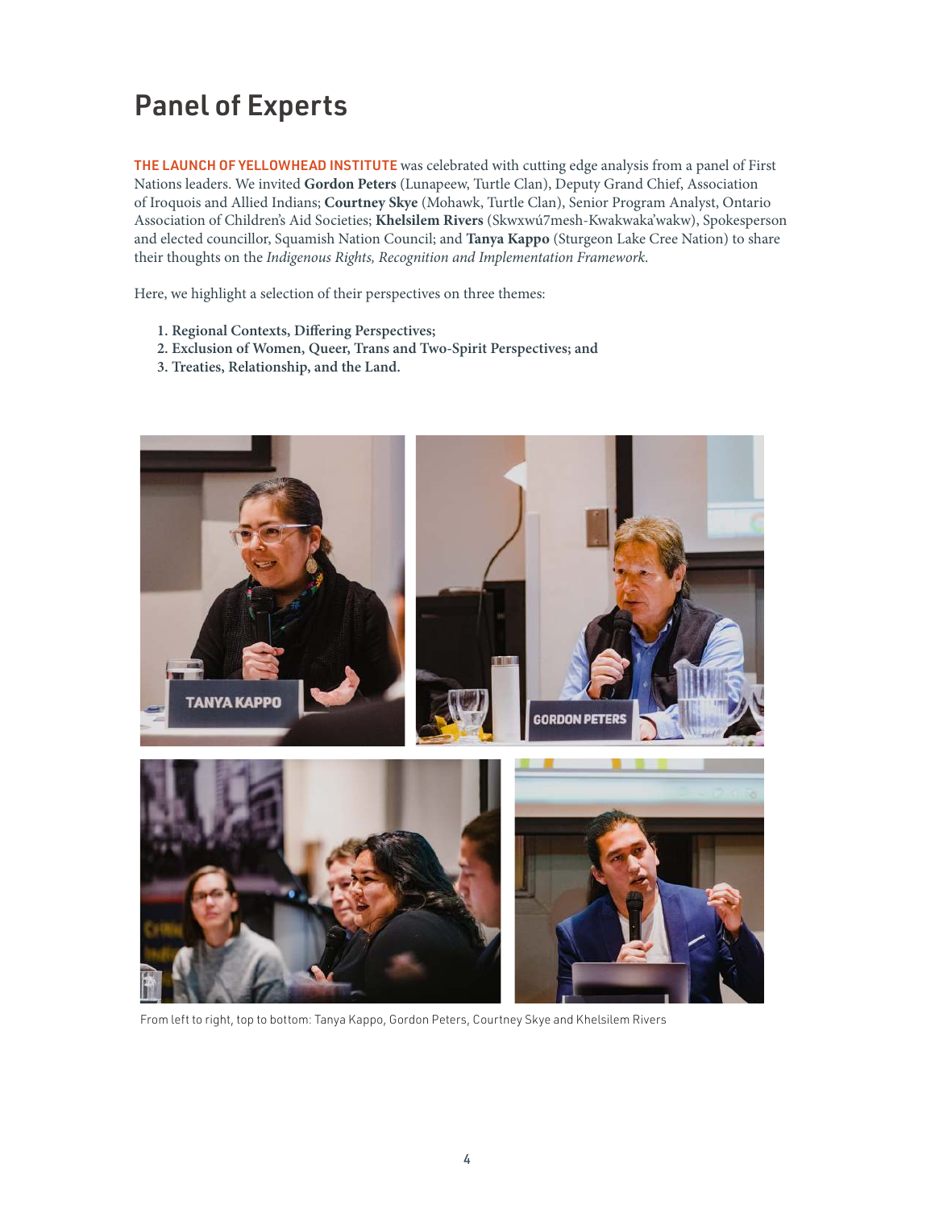# Panel of Experts

**THE LAUNCH OF YELLOWHEAD INSTITUTE** was celebrated with cutting edge analysis from a panel of First Nations leaders. We invited **Gordon Peters** (Lunapeew, Turtle Clan), Deputy Grand Chief, Association of Iroquois and Allied Indians; **Courtney Skye** (Mohawk, Turtle Clan), Senior Program Analyst, Ontario Association of Children's Aid Societies; **Khelsilem Rivers** (Skwxwú7mesh-Kwakwaka'wakw), Spokesperson and elected councillor, Squamish Nation Council; and **Tanya Kappo** (Sturgeon Lake Cree Nation) to share their thoughts on the *Indigenous Rights, Recognition and Implementation Framework*.

Here, we highlight a selection of their perspectives on three themes:

1. **Regional Contexts, Differing Perspectives;**
2. **Exclusion of Women, Queer, Trans and Two-Spirit Perspectives; and**
3. **Treaties, Relationship, and the Land.**

From left to right, top to bottom: Tanya Kappo, Gordon Peters, Courtney Skye and Khelsilem Rivers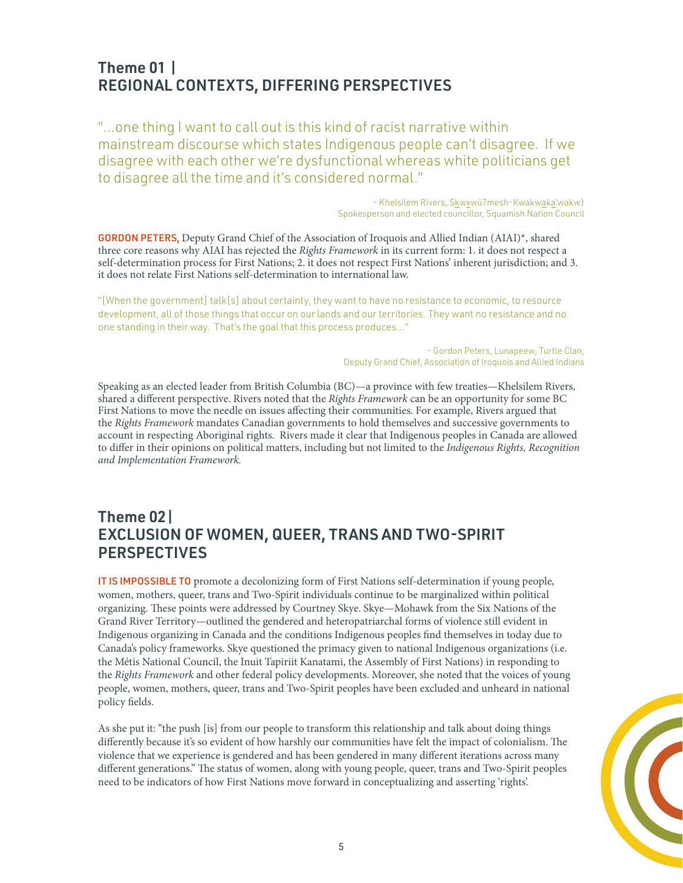## Theme 01 | REGIONAL CONTEXTS, DIFFERING PERSPECTIVES

"...one thing I want to call out is this kind of racist narrative within mainstream discourse which states Indigenous people can't disagree. If we disagree with each other we're dysfunctional whereas white politicians get to disagree all the time and it's considered normal."

- Khelsilem Rivers, Sḵwx̱wú7mesh-Kwakwa̱ka̱'wakw)
Spokesperson and elected councillor, Squamish Nation Council

**GORDON PETERS,** Deputy Grand Chief of the Association of Iroquois and Allied Indian (AIAI)*, shared three core reasons why AIAI has rejected the *Rights Framework* in its current form: 1. it does not respect a self-determination process for First Nations; 2. it does not respect First Nations' inherent jurisdiction; and 3. it does not relate First Nations self-determination to international law.

"[When the government] talk[s] about certainty, they want to have no resistance to economic, to resource development, all of those things that occur on our lands and our territories. They want no resistance and no one standing in their way. That's the goal that this process produces..."

- Gordon Peters, Lunapeew, Turtle Clan,
Deputy Grand Chief, Association of Iroquois and Allied Indians

Speaking as an elected leader from British Columbia (BC)—a province with few treaties—Khelsilem Rivers, shared a different perspective. Rivers noted that the *Rights Framework* can be an opportunity for some BC First Nations to move the needle on issues affecting their communities. For example, Rivers argued that the *Rights Framework* mandates Canadian governments to hold themselves and successive governments to account in respecting Aboriginal rights. Rivers made it clear that Indigenous peoples in Canada are allowed to differ in their opinions on political matters, including but not limited to the *Indigenous Rights, Recognition and Implementation Framework*.

## Theme 02 | EXCLUSION OF WOMEN, QUEER, TRANS AND TWO-SPIRIT PERSPECTIVES

**IT IS IMPOSSIBLE TO** promote a decolonizing form of First Nations self-determination if young people, women, mothers, queer, trans and Two-Spirit individuals continue to be marginalized within political organizing. These points were addressed by Courtney Skye. Skye—Mohawk from the Six Nations of the Grand River Territory—outlined the gendered and heteropatriarchal forms of violence still evident in Indigenous organizing in Canada and the conditions Indigenous peoples find themselves in today due to Canada's policy frameworks. Skye questioned the primacy given to national Indigenous organizations (i.e. the Métis National Council, the Inuit Tapiriit Kanatami, the Assembly of First Nations) in responding to the *Rights Framework* and other federal policy developments. Moreover, she noted that the voices of young people, women, mothers, queer, trans and Two-Spirit peoples have been excluded and unheard in national policy fields.

As she put it: "the push [is] from our people to transform this relationship and talk about doing things differently because it's so evident of how harshly our communities have felt the impact of colonialism. The violence that we experience is gendered and has been gendered in many different iterations across many different generations." The status of women, along with young people, queer, trans and Two-Spirit peoples need to be indicators of how First Nations move forward in conceptualizing and asserting 'rights'.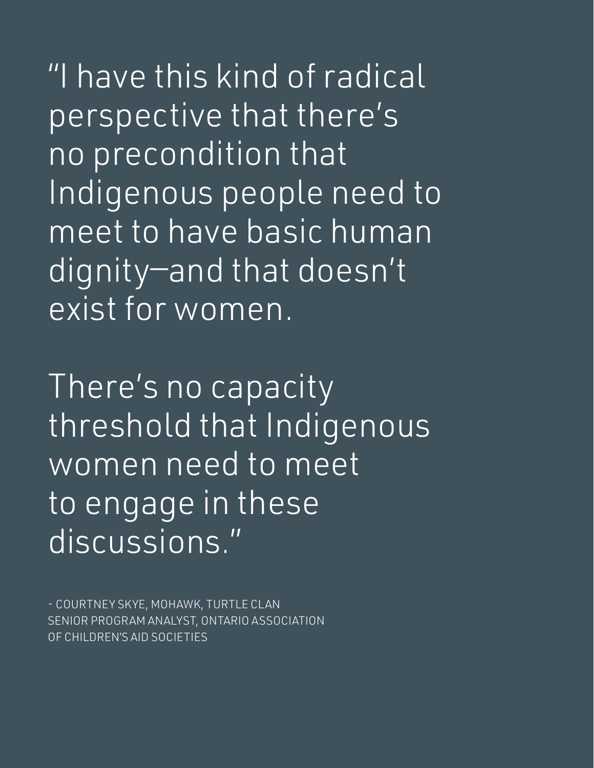"I have this kind of radical perspective that there's no precondition that Indigenous people need to meet to have basic human dignity—and that doesn't exist for women.

There's no capacity threshold that Indigenous women need to meet to engage in these discussions."

- COURTNEY SKYE, MOHAWK, TURTLE CLAN
SENIOR PROGRAM ANALYST, ONTARIO ASSOCIATION OF CHILDREN'S AID SOCIETIES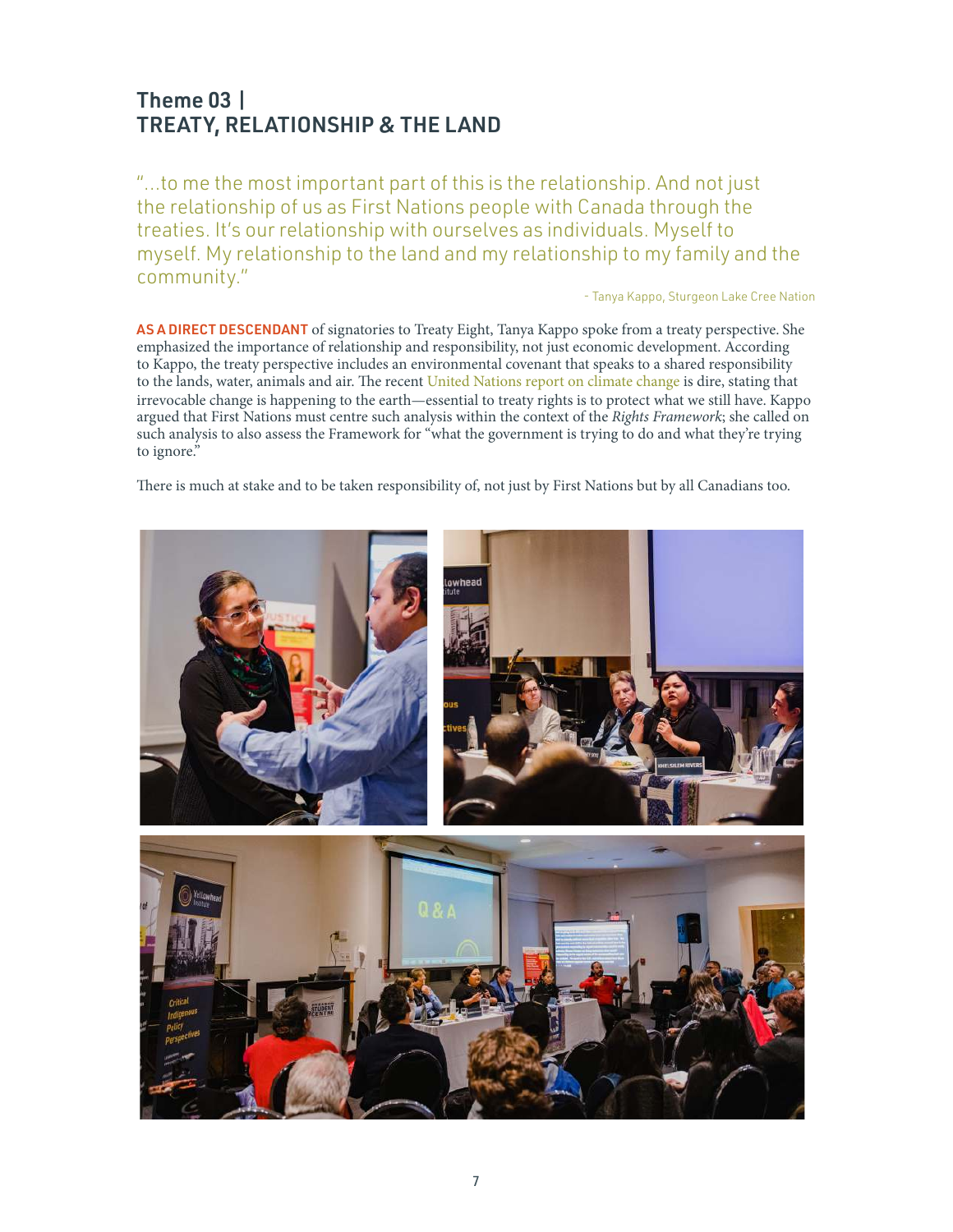## Theme 03 | TREATY, RELATIONSHIP & THE LAND

"...to me the most important part of this is the relationship. And not just the relationship of us as First Nations people with Canada through the treaties. It's our relationship with ourselves as individuals. Myself to myself. My relationship to the land and my relationship to my family and the community."

- Tanya Kappo, Sturgeon Lake Cree Nation

**AS A DIRECT DESCENDANT** of signatories to Treaty Eight, Tanya Kappo spoke from a treaty perspective. She emphasized the importance of relationship and responsibility, not just economic development. According to Kappo, the treaty perspective includes an environmental covenant that speaks to a shared responsibility to the lands, water, animals and air. The recent United Nations report on climate change is dire, stating that irrevocable change is happening to the earth—essential to treaty rights is to protect what we still have. Kappo argued that First Nations must centre such analysis within the context of the *Rights Framework*; she called on such analysis to also assess the Framework for "what the government is trying to do and what they're trying to ignore."

There is much at stake and to be taken responsibility of, not just by First Nations but by all Canadians too.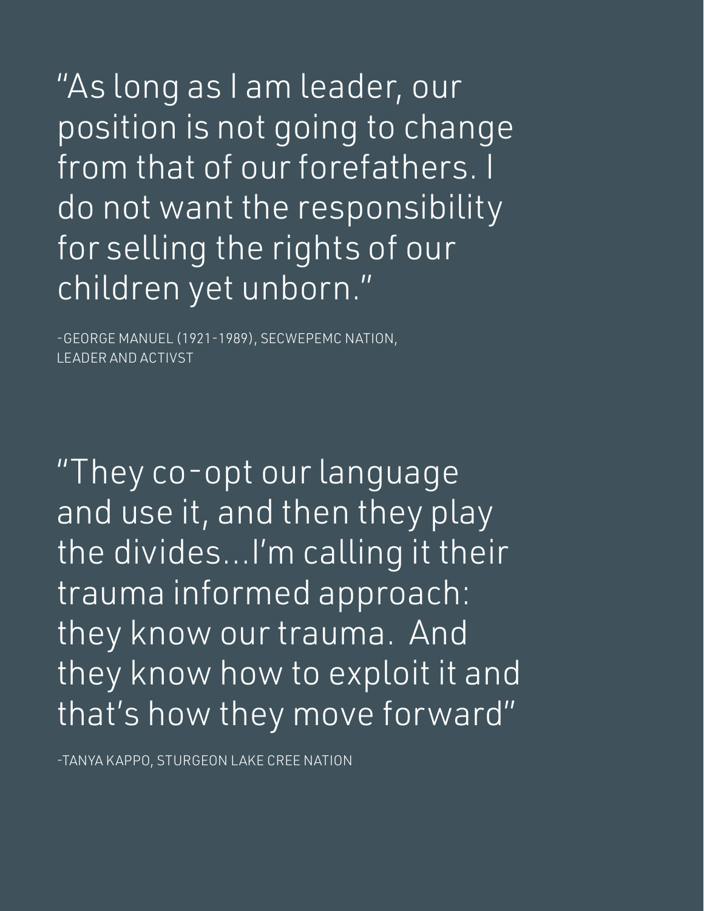"As long as I am leader, our position is not going to change from that of our forefathers. I do not want the responsibility for selling the rights of our children yet unborn."

-GEORGE MANUEL (1921-1989), SECWEPEMC NATION, LEADER AND ACTIVST

"They co-opt our language and use it, and then they play the divides…I'm calling it their trauma informed approach: they know our trauma.  And they know how to exploit it and that's how they move forward"

-TANYA KAPPO, STURGEON LAKE CREE NATION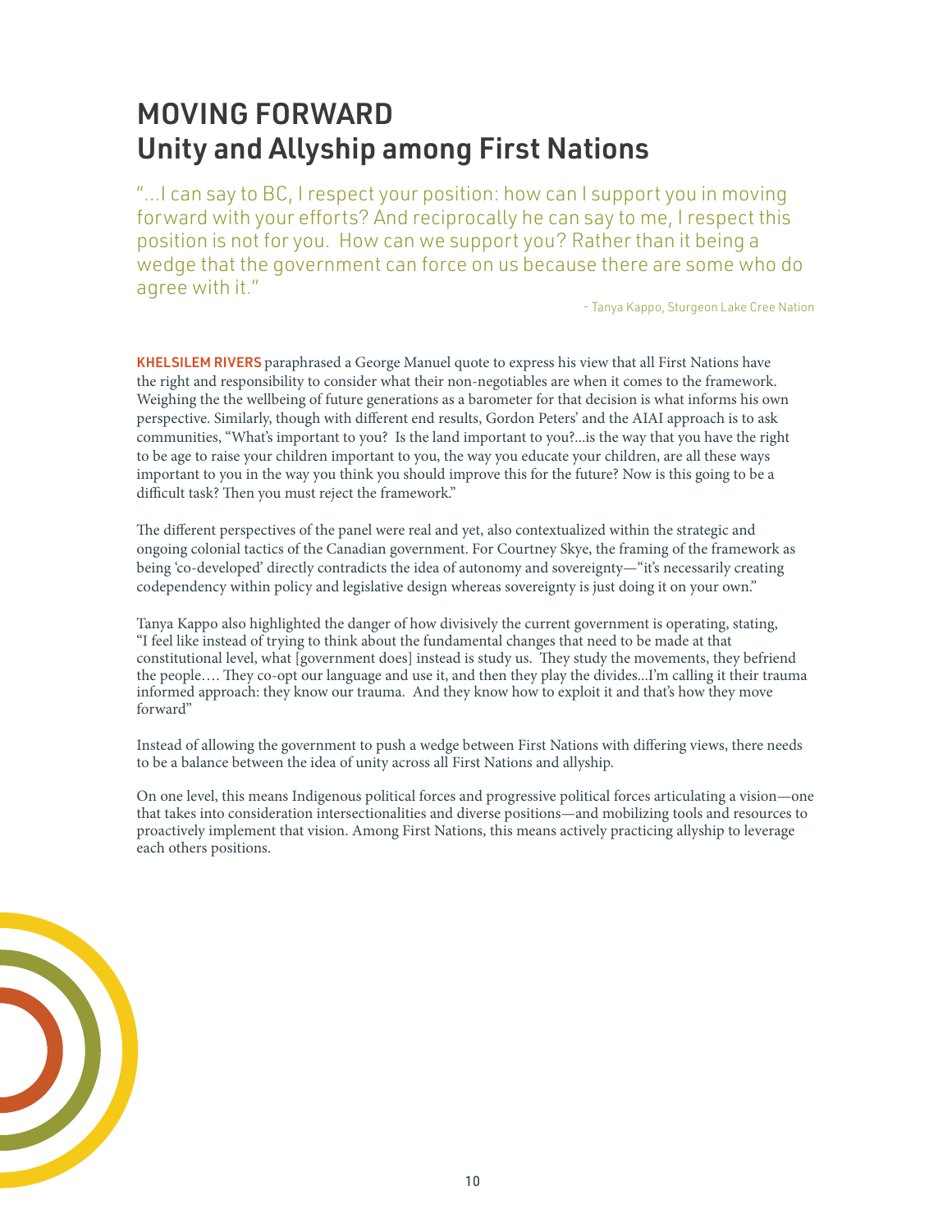# MOVING FORWARD
## Unity and Allyship among First Nations

"...I can say to BC, I respect your position: how can I support you in moving forward with your efforts? And reciprocally he can say to me, I respect this position is not for you. How can we support you? Rather than it being a wedge that the government can force on us because there are some who do agree with it."

- Tanya Kappo, Sturgeon Lake Cree Nation

**KHELSILEM RIVERS** paraphrased a George Manuel quote to express his view that all First Nations have the right and responsibility to consider what their non-negotiables are when it comes to the framework. Weighing the the wellbeing of future generations as a barometer for that decision is what informs his own perspective. Similarly, though with different end results, Gordon Peters' and the AIAI approach is to ask communities, "What's important to you? Is the land important to you?...is the way that you have the right to be age to raise your children important to you, the way you educate your children, are all these ways important to you in the way you think you should improve this for the future? Now is this going to be a difficult task? Then you must reject the framework."

The different perspectives of the panel were real and yet, also contextualized within the strategic and ongoing colonial tactics of the Canadian government. For Courtney Skye, the framing of the framework as being 'co-developed' directly contradicts the idea of autonomy and sovereignty—"it's necessarily creating codependency within policy and legislative design whereas sovereignty is just doing it on your own."

Tanya Kappo also highlighted the danger of how divisively the current government is operating, stating, "I feel like instead of trying to think about the fundamental changes that need to be made at that constitutional level, what [government does] instead is study us. They study the movements, they befriend the people.... They co-opt our language and use it, and then they play the divides...I'm calling it their trauma informed approach: they know our trauma. And they know how to exploit it and that's how they move forward"

Instead of allowing the government to push a wedge between First Nations with differing views, there needs to be a balance between the idea of unity across all First Nations and allyship.

On one level, this means Indigenous political forces and progressive political forces articulating a vision—one that takes into consideration intersectionalities and diverse positions—and mobilizing tools and resources to proactively implement that vision. Among First Nations, this means actively practicing allyship to leverage each others positions.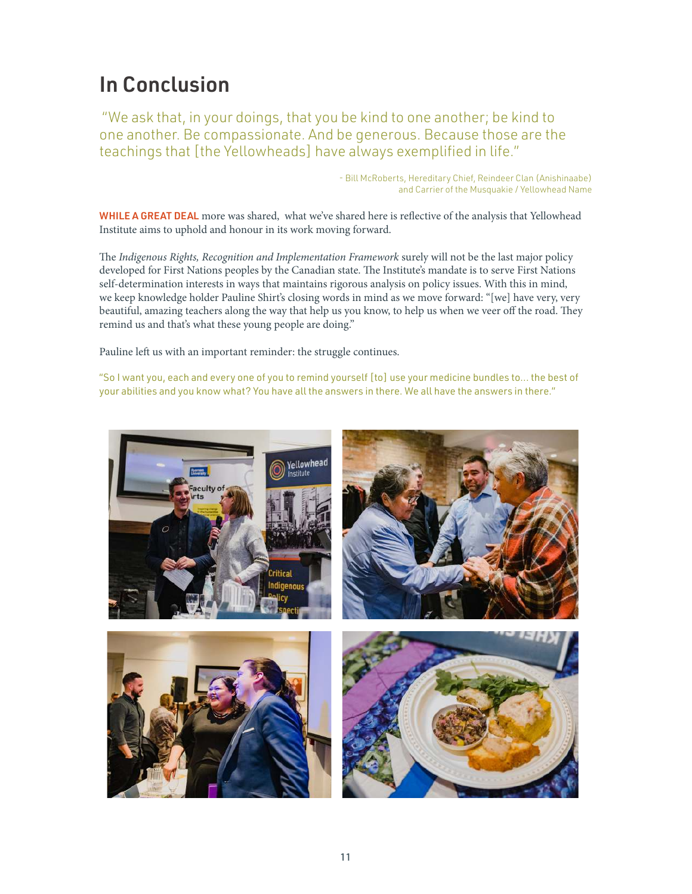# In Conclusion

"We ask that, in your doings, that you be kind to one another; be kind to one another. Be compassionate. And be generous. Because those are the teachings that [the Yellowheads] have always exemplified in life."

- Bill McRoberts, Hereditary Chief, Reindeer Clan (Anishinaabe) and Carrier of the Musquakie / Yellowhead Name

**WHILE A GREAT DEAL** more was shared, what we've shared here is reflective of the analysis that Yellowhead Institute aims to uphold and honour in its work moving forward.

The *Indigenous Rights, Recognition and Implementation Framework* surely will not be the last major policy developed for First Nations peoples by the Canadian state. The Institute's mandate is to serve First Nations self-determination interests in ways that maintains rigorous analysis on policy issues. With this in mind, we keep knowledge holder Pauline Shirt's closing words in mind as we move forward: "[we] have very, very beautiful, amazing teachers along the way that help us you know, to help us when we veer off the road. They remind us and that's what these young people are doing."

Pauline left us with an important reminder: the struggle continues.

"So I want you, each and every one of you to remind yourself [to] use your medicine bundles to... the best of your abilities and you know what? You have all the answers in there. We all have the answers in there."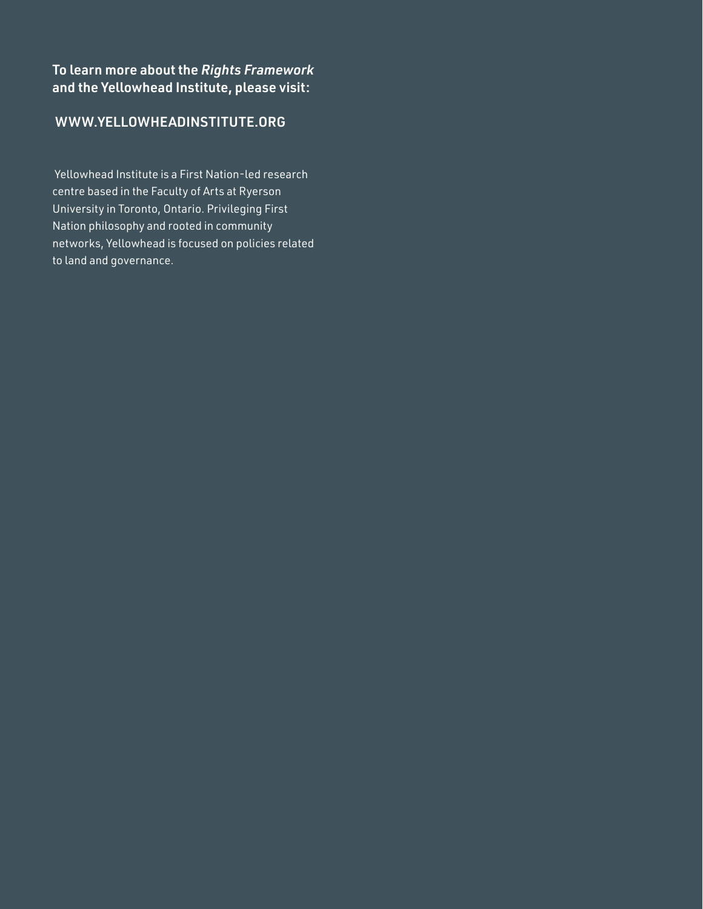**To learn more about the *Rights Framework* and the Yellowhead Institute, please visit:**

WWW.YELLOWHEADINSTITUTE.ORG

Yellowhead Institute is a First Nation-led research centre based in the Faculty of Arts at Ryerson University in Toronto, Ontario. Privileging First Nation philosophy and rooted in community networks, Yellowhead is focused on policies related to land and governance.